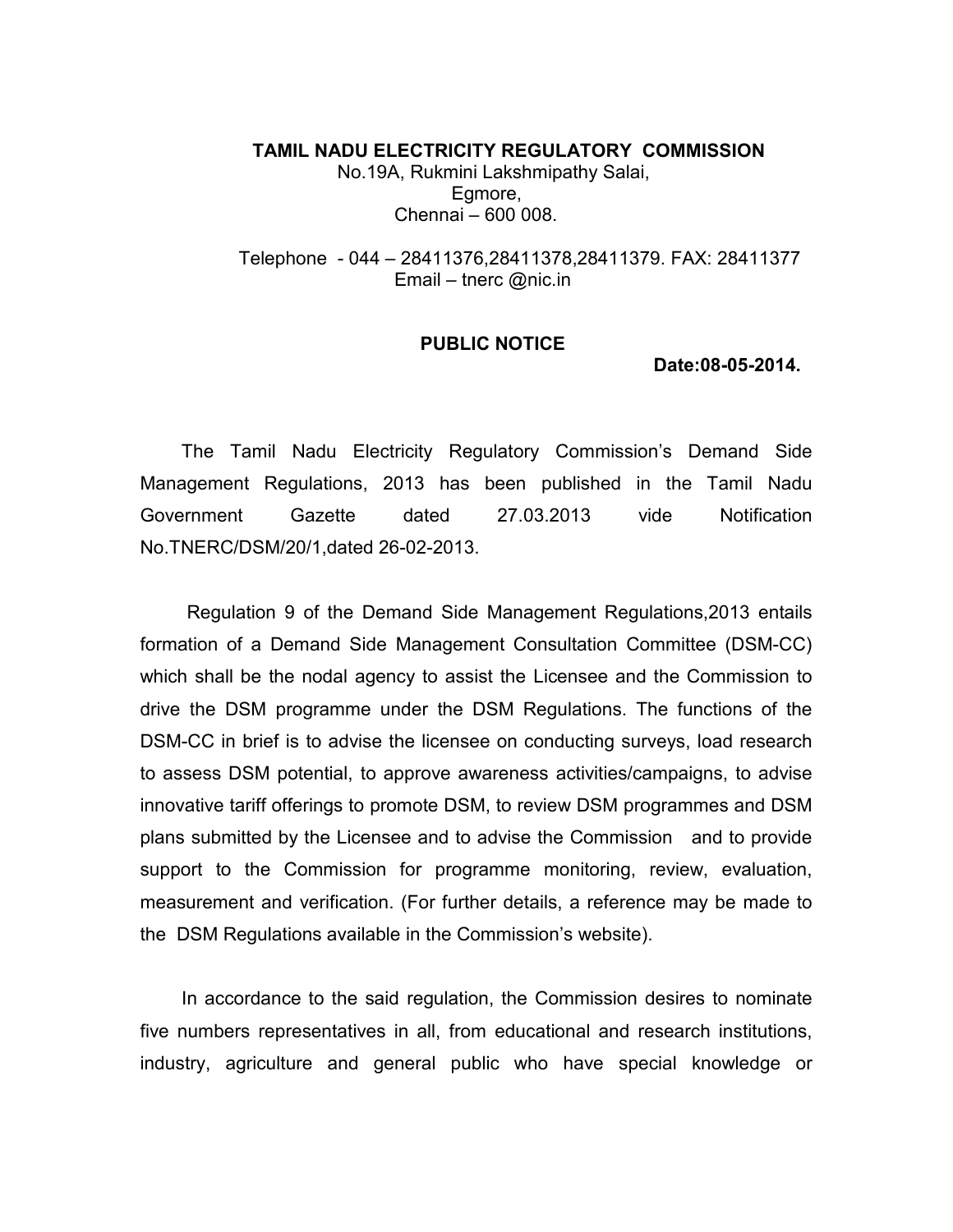**TAMIL NADU ELECTRICITY REGULATORY COMMISSION**
No.19A, Rukmini Lakshmipathy Salai,
Egmore,
Chennai – 600 008.

Telephone - 044 – 28411376,28411378,28411379. FAX: 28411377
Email – tnerc @nic.in

**PUBLIC NOTICE**

**Date:08-05-2014.**

The Tamil Nadu Electricity Regulatory Commission's Demand Side Management Regulations, 2013 has been published in the Tamil Nadu Government Gazette dated 27.03.2013 vide Notification No.TNERC/DSM/20/1,dated 26-02-2013.

Regulation 9 of the Demand Side Management Regulations,2013 entails formation of a Demand Side Management Consultation Committee (DSM-CC) which shall be the nodal agency to assist the Licensee and the Commission to drive the DSM programme under the DSM Regulations. The functions of the DSM-CC in brief is to advise the licensee on conducting surveys, load research to assess DSM potential, to approve awareness activities/campaigns, to advise innovative tariff offerings to promote DSM, to review DSM programmes and DSM plans submitted by the Licensee and to advise the Commission and to provide support to the Commission for programme monitoring, review, evaluation, measurement and verification. (For further details, a reference may be made to the DSM Regulations available in the Commission's website).

In accordance to the said regulation, the Commission desires to nominate five numbers representatives in all, from educational and research institutions, industry, agriculture and general public who have special knowledge or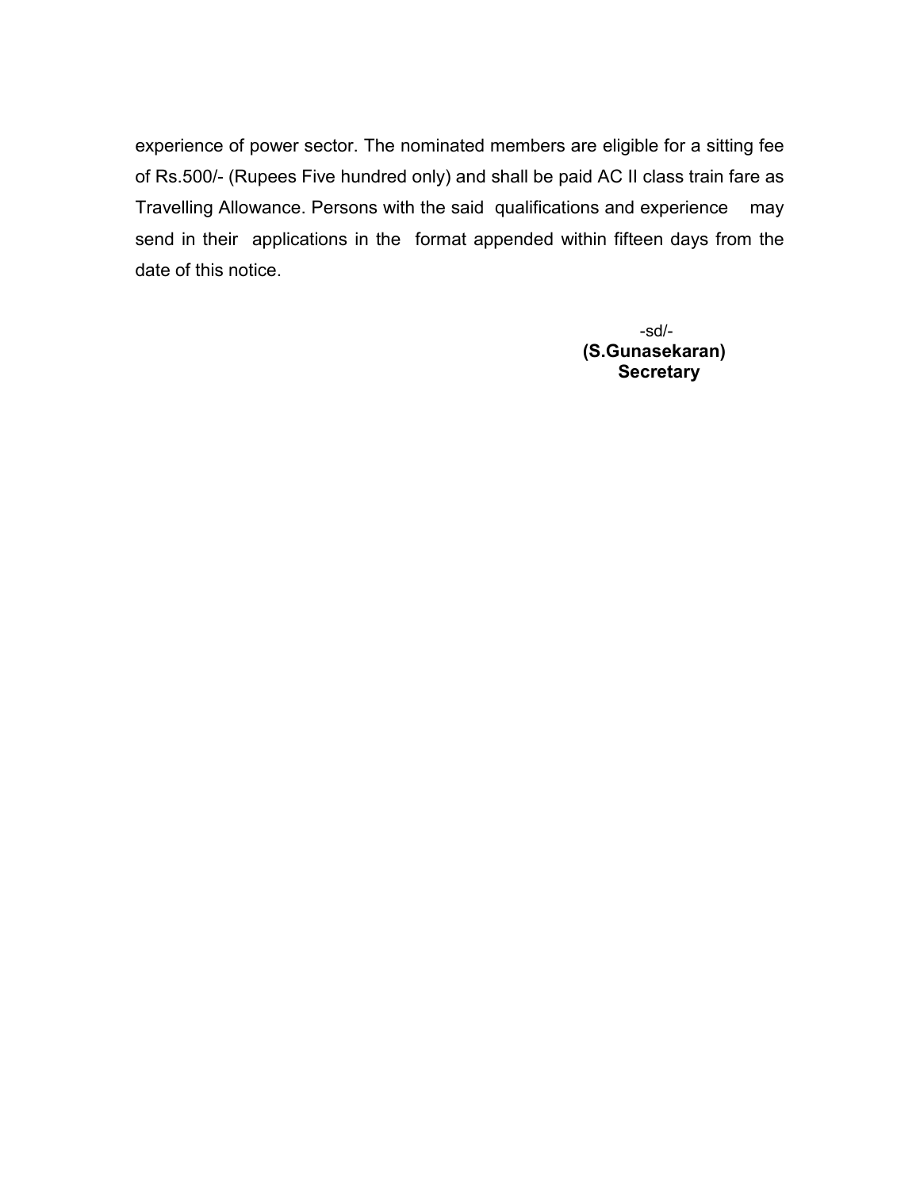experience of power sector. The nominated members are eligible for a sitting fee of Rs.500/- (Rupees Five hundred only) and shall be paid AC II class train fare as Travelling Allowance. Persons with the said qualifications and experience may send in their applications in the format appended within fifteen days from the date of this notice.

-sd/-

**(S.Gunasekaran)**

**Secretary**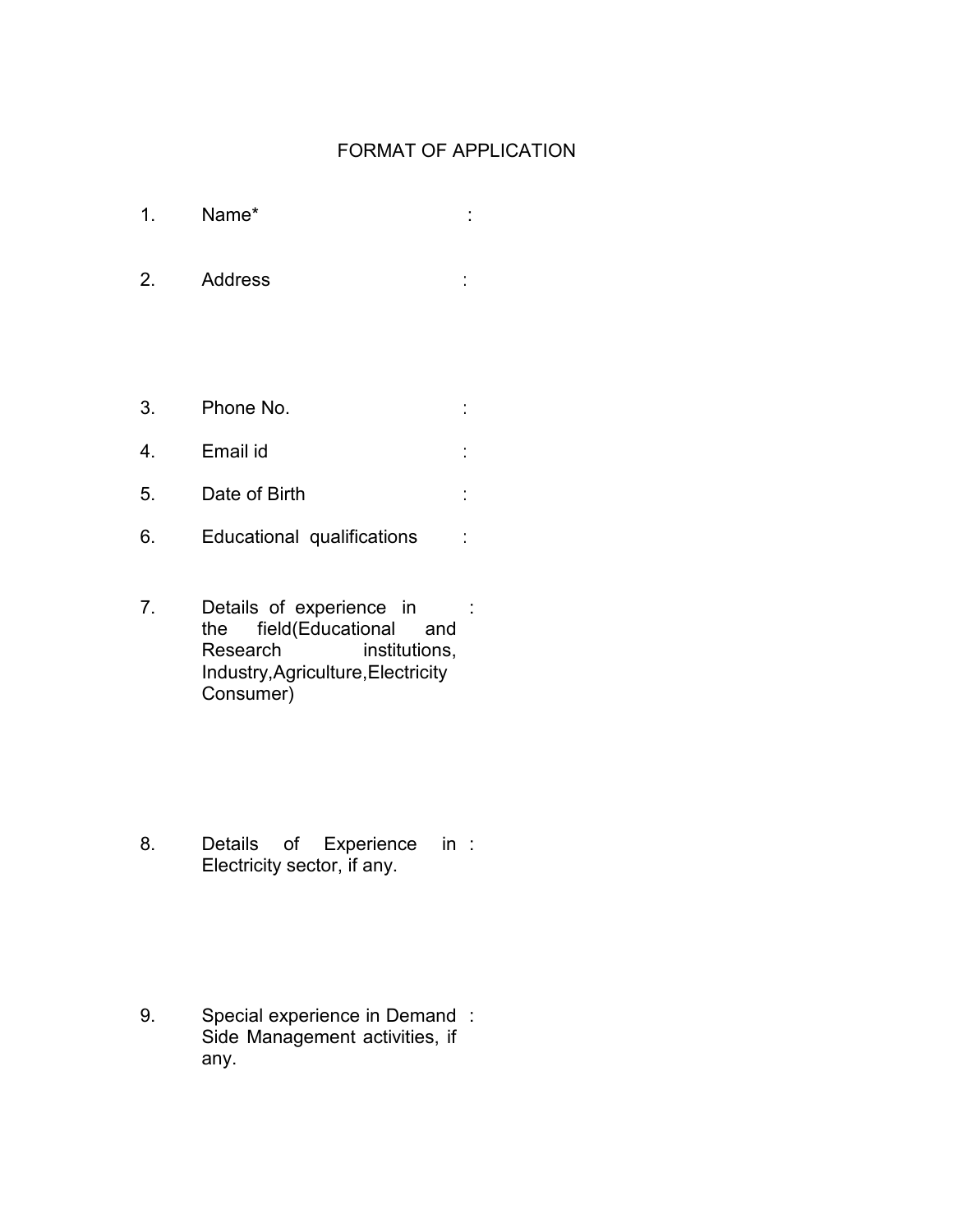# FORMAT OF APPLICATION

1. Name* :

2. Address :

3. Phone No. :

4. Email id :

5. Date of Birth :

6. Educational qualifications :

7. Details of experience in the field(Educational and Research institutions, Industry,Agriculture,Electricity Consumer) :

8. Details of Experience in Electricity sector, if any. :

9. Special experience in Demand Side Management activities, if any. :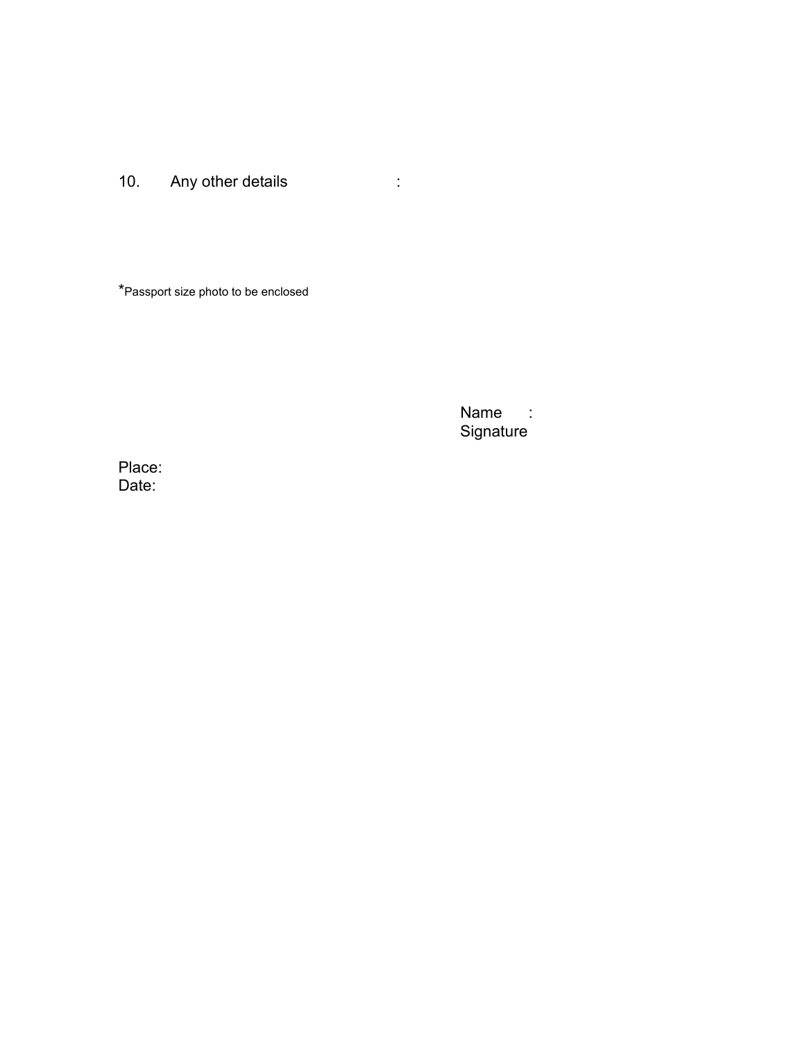10. Any other details :

*Passport size photo to be enclosed

Name :
Signature

Place:
Date: